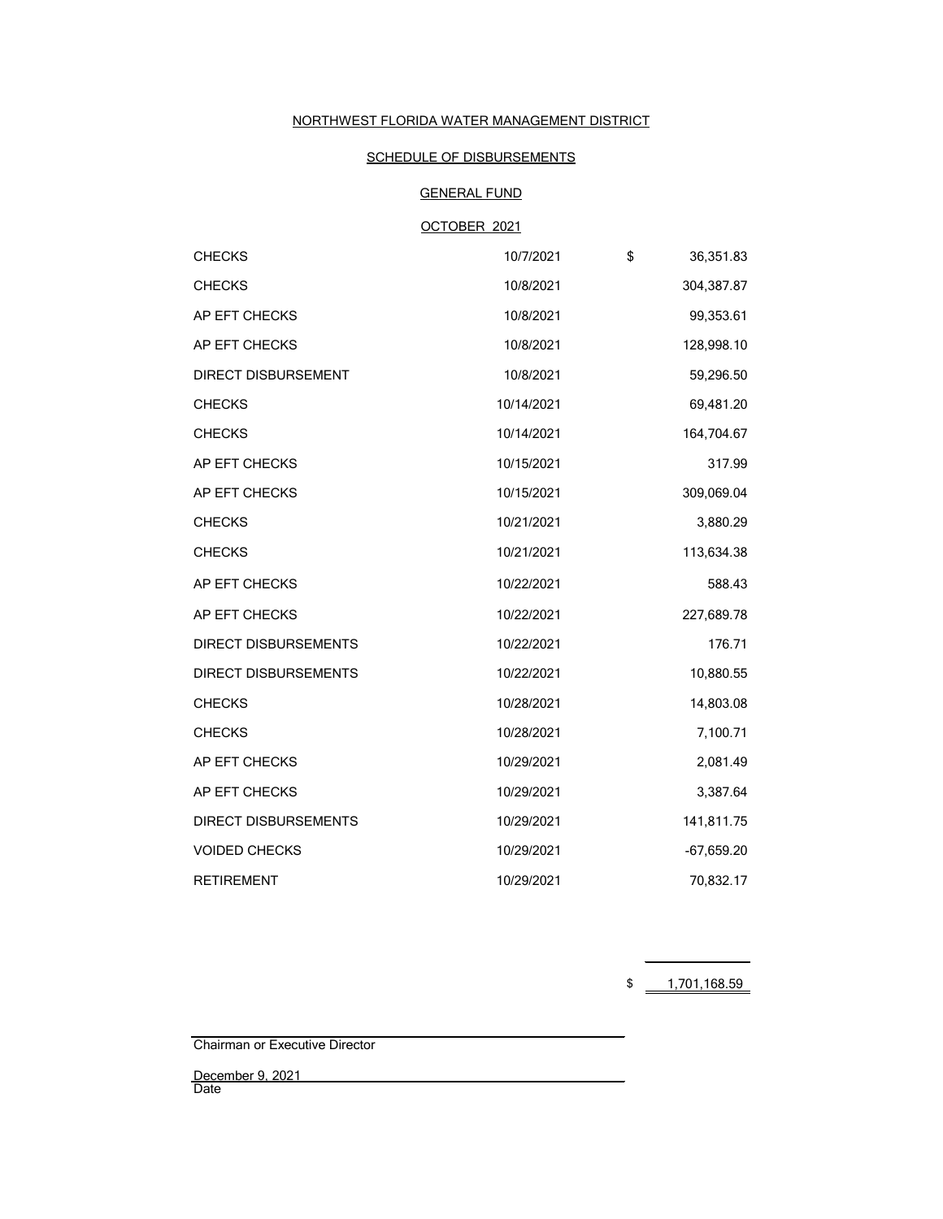# NORTHWEST FLORIDA WATER MANAGEMENT DISTRICT

## SCHEDULE OF DISBURSEMENTS

### GENERAL FUND

### OCTOBER 2021

| | | |
|---|---|---|
| CHECKS | 10/7/2021 | $ 36,351.83 |
| CHECKS | 10/8/2021 | 304,387.87 |
| AP EFT CHECKS | 10/8/2021 | 99,353.61 |
| AP EFT CHECKS | 10/8/2021 | 128,998.10 |
| DIRECT DISBURSEMENT | 10/8/2021 | 59,296.50 |
| CHECKS | 10/14/2021 | 69,481.20 |
| CHECKS | 10/14/2021 | 164,704.67 |
| AP EFT CHECKS | 10/15/2021 | 317.99 |
| AP EFT CHECKS | 10/15/2021 | 309,069.04 |
| CHECKS | 10/21/2021 | 3,880.29 |
| CHECKS | 10/21/2021 | 113,634.38 |
| AP EFT CHECKS | 10/22/2021 | 588.43 |
| AP EFT CHECKS | 10/22/2021 | 227,689.78 |
| DIRECT DISBURSEMENTS | 10/22/2021 | 176.71 |
| DIRECT DISBURSEMENTS | 10/22/2021 | 10,880.55 |
| CHECKS | 10/28/2021 | 14,803.08 |
| CHECKS | 10/28/2021 | 7,100.71 |
| AP EFT CHECKS | 10/29/2021 | 2,081.49 |
| AP EFT CHECKS | 10/29/2021 | 3,387.64 |
| DIRECT DISBURSEMENTS | 10/29/2021 | 141,811.75 |
| VOIDED CHECKS | 10/29/2021 | -67,659.20 |
| RETIREMENT | 10/29/2021 | 70,832.17 |
| | | $ 1,701,168.59 |

Chairman or Executive Director

December 9, 2021
Date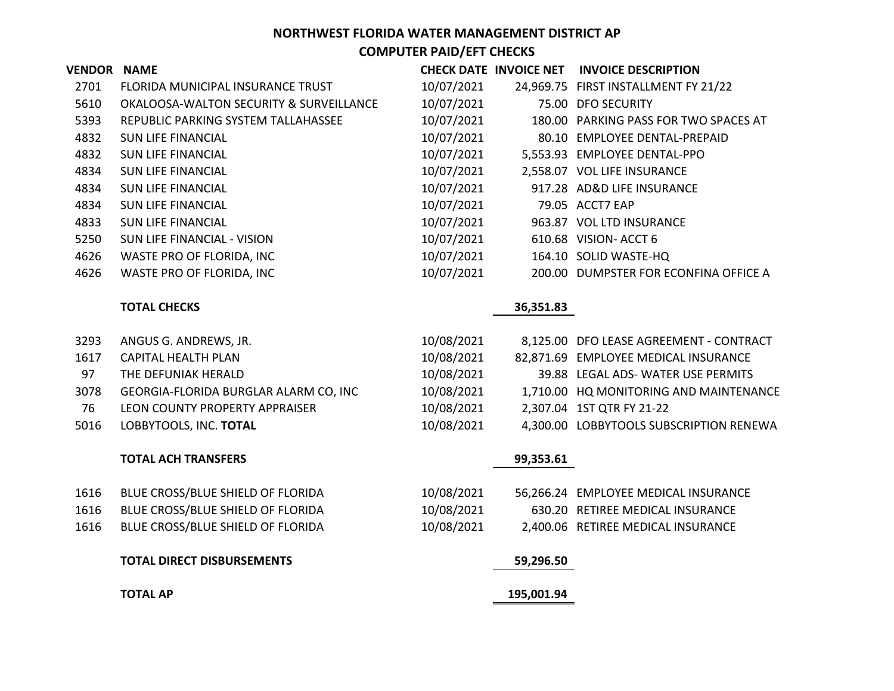# NORTHWEST FLORIDA WATER MANAGEMENT DISTRICT AP

## COMPUTER PAID/EFT CHECKS

| VENDOR | NAME | CHECK DATE | INVOICE NET | INVOICE DESCRIPTION |
|---|---|---|---|---|
| 2701 | FLORIDA MUNICIPAL INSURANCE TRUST | 10/07/2021 | 24,969.75 | FIRST INSTALLMENT FY 21/22 |
| 5610 | OKALOOSA-WALTON SECURITY & SURVEILLANCE | 10/07/2021 | 75.00 | DFO SECURITY |
| 5393 | REPUBLIC PARKING SYSTEM TALLAHASSEE | 10/07/2021 | 180.00 | PARKING PASS FOR TWO SPACES AT |
| 4832 | SUN LIFE FINANCIAL | 10/07/2021 | 80.10 | EMPLOYEE DENTAL-PREPAID |
| 4832 | SUN LIFE FINANCIAL | 10/07/2021 | 5,553.93 | EMPLOYEE DENTAL-PPO |
| 4834 | SUN LIFE FINANCIAL | 10/07/2021 | 2,558.07 | VOL LIFE INSURANCE |
| 4834 | SUN LIFE FINANCIAL | 10/07/2021 | 917.28 | AD&D LIFE INSURANCE |
| 4834 | SUN LIFE FINANCIAL | 10/07/2021 | 79.05 | ACCT7 EAP |
| 4833 | SUN LIFE FINANCIAL | 10/07/2021 | 963.87 | VOL LTD INSURANCE |
| 5250 | SUN LIFE FINANCIAL - VISION | 10/07/2021 | 610.68 | VISION- ACCT 6 |
| 4626 | WASTE PRO OF FLORIDA, INC | 10/07/2021 | 164.10 | SOLID WASTE-HQ |
| 4626 | WASTE PRO OF FLORIDA, INC | 10/07/2021 | 200.00 | DUMPSTER FOR ECONFINA OFFICE A |
| | **TOTAL CHECKS** | | **36,351.83** | |
| 3293 | ANGUS G. ANDREWS, JR. | 10/08/2021 | 8,125.00 | DFO LEASE AGREEMENT - CONTRACT |
| 1617 | CAPITAL HEALTH PLAN | 10/08/2021 | 82,871.69 | EMPLOYEE MEDICAL INSURANCE |
| 97 | THE DEFUNIAK HERALD | 10/08/2021 | 39.88 | LEGAL ADS- WATER USE PERMITS |
| 3078 | GEORGIA-FLORIDA BURGLAR ALARM CO, INC | 10/08/2021 | 1,710.00 | HQ MONITORING AND MAINTENANCE |
| 76 | LEON COUNTY PROPERTY APPRAISER | 10/08/2021 | 2,307.04 | 1ST QTR FY 21-22 |
| 5016 | LOBBYTOOLS, INC. **TOTAL** | 10/08/2021 | 4,300.00 | LOBBYTOOLS SUBSCRIPTION RENEWA |
| | **TOTAL ACH TRANSFERS** | | **99,353.61** | |
| 1616 | BLUE CROSS/BLUE SHIELD OF FLORIDA | 10/08/2021 | 56,266.24 | EMPLOYEE MEDICAL INSURANCE |
| 1616 | BLUE CROSS/BLUE SHIELD OF FLORIDA | 10/08/2021 | 630.20 | RETIREE MEDICAL INSURANCE |
| 1616 | BLUE CROSS/BLUE SHIELD OF FLORIDA | 10/08/2021 | 2,400.06 | RETIREE MEDICAL INSURANCE |
| | **TOTAL DIRECT DISBURSEMENTS** | | **59,296.50** | |
| | **TOTAL AP** | | **195,001.94** | |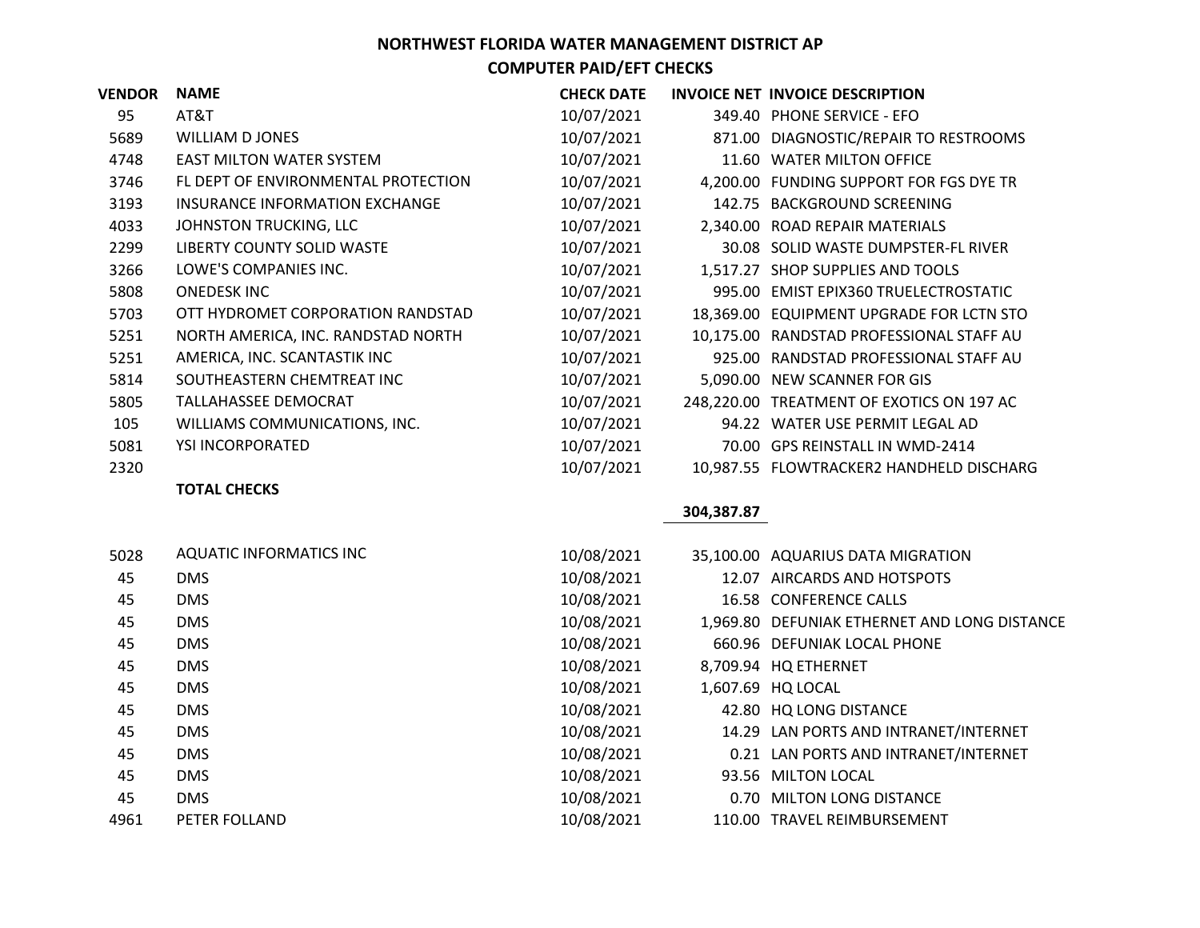# NORTHWEST FLORIDA WATER MANAGEMENT DISTRICT AP

## COMPUTER PAID/EFT CHECKS

| VENDOR | NAME | CHECK DATE | INVOICE NET | INVOICE DESCRIPTION |
|---|---|---|---|---|
| 95 | AT&T | 10/07/2021 | 349.40 | PHONE SERVICE - EFO |
| 5689 | WILLIAM D JONES | 10/07/2021 | 871.00 | DIAGNOSTIC/REPAIR TO RESTROOMS |
| 4748 | EAST MILTON WATER SYSTEM | 10/07/2021 | 11.60 | WATER MILTON OFFICE |
| 3746 | FL DEPT OF ENVIRONMENTAL PROTECTION | 10/07/2021 | 4,200.00 | FUNDING SUPPORT FOR FGS DYE TR |
| 3193 | INSURANCE INFORMATION EXCHANGE | 10/07/2021 | 142.75 | BACKGROUND SCREENING |
| 4033 | JOHNSTON TRUCKING, LLC | 10/07/2021 | 2,340.00 | ROAD REPAIR MATERIALS |
| 2299 | LIBERTY COUNTY SOLID WASTE | 10/07/2021 | 30.08 | SOLID WASTE DUMPSTER-FL RIVER |
| 3266 | LOWE'S COMPANIES INC. | 10/07/2021 | 1,517.27 | SHOP SUPPLIES AND TOOLS |
| 5808 | ONEDESK INC | 10/07/2021 | 995.00 | EMIST EPIX360 TRUELECTROSTATIC |
| 5703 | OTT HYDROMET CORPORATION RANDSTAD | 10/07/2021 | 18,369.00 | EQUIPMENT UPGRADE FOR LCTN STO |
| 5251 | NORTH AMERICA, INC. RANDSTAD NORTH | 10/07/2021 | 10,175.00 | RANDSTAD PROFESSIONAL STAFF AU |
| 5251 | AMERICA, INC. SCANTASTIK INC | 10/07/2021 | 925.00 | RANDSTAD PROFESSIONAL STAFF AU |
| 5814 | SOUTHEASTERN CHEMTREAT INC | 10/07/2021 | 5,090.00 | NEW SCANNER FOR GIS |
| 5805 | TALLAHASSEE DEMOCRAT | 10/07/2021 | 248,220.00 | TREATMENT OF EXOTICS ON 197 AC |
| 105 | WILLIAMS COMMUNICATIONS, INC. | 10/07/2021 | 94.22 | WATER USE PERMIT LEGAL AD |
| 5081 | YSI INCORPORATED | 10/07/2021 | 70.00 | GPS REINSTALL IN WMD-2414 |
| 2320 | | 10/07/2021 | 10,987.55 | FLOWTRACKER2 HANDHELD DISCHARG |
| | **TOTAL CHECKS** | | **304,387.87** | |
| | | | | |
| 5028 | AQUATIC INFORMATICS INC | 10/08/2021 | 35,100.00 | AQUARIUS DATA MIGRATION |
| 45 | DMS | 10/08/2021 | 12.07 | AIRCARDS AND HOTSPOTS |
| 45 | DMS | 10/08/2021 | 16.58 | CONFERENCE CALLS |
| 45 | DMS | 10/08/2021 | 1,969.80 | DEFUNIAK ETHERNET AND LONG DISTANCE |
| 45 | DMS | 10/08/2021 | 660.96 | DEFUNIAK LOCAL PHONE |
| 45 | DMS | 10/08/2021 | 8,709.94 | HQ ETHERNET |
| 45 | DMS | 10/08/2021 | 1,607.69 | HQ LOCAL |
| 45 | DMS | 10/08/2021 | 42.80 | HQ LONG DISTANCE |
| 45 | DMS | 10/08/2021 | 14.29 | LAN PORTS AND INTRANET/INTERNET |
| 45 | DMS | 10/08/2021 | 0.21 | LAN PORTS AND INTRANET/INTERNET |
| 45 | DMS | 10/08/2021 | 93.56 | MILTON LOCAL |
| 45 | DMS | 10/08/2021 | 0.70 | MILTON LONG DISTANCE |
| 4961 | PETER FOLLAND | 10/08/2021 | 110.00 | TRAVEL REIMBURSEMENT |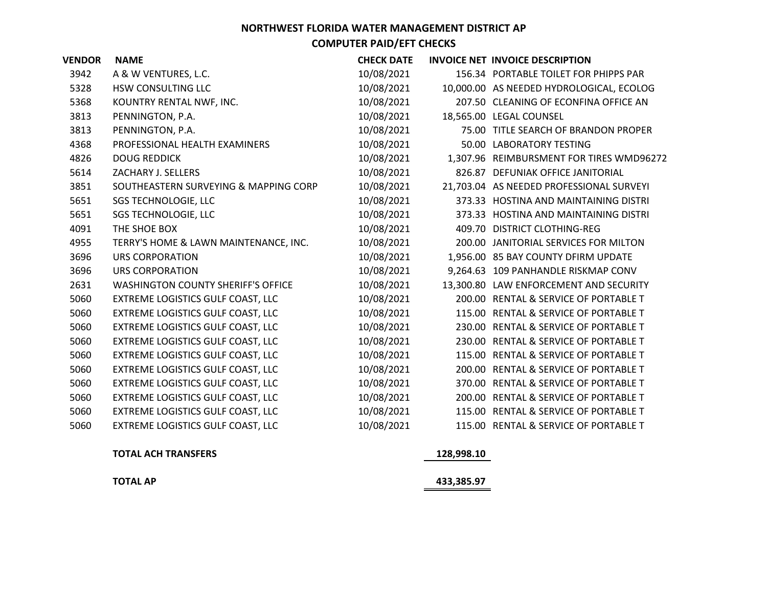**NORTHWEST FLORIDA WATER MANAGEMENT DISTRICT AP**

**COMPUTER PAID/EFT CHECKS**

| VENDOR | NAME | CHECK DATE | INVOICE NET | INVOICE DESCRIPTION |
|---|---|---|---|---|
| 3942 | A & W VENTURES, L.C. | 10/08/2021 | 156.34 | PORTABLE TOILET FOR PHIPPS PAR |
| 5328 | HSW CONSULTING LLC | 10/08/2021 | 10,000.00 | AS NEEDED HYDROLOGICAL, ECOLOG |
| 5368 | KOUNTRY RENTAL NWF, INC. | 10/08/2021 | 207.50 | CLEANING OF ECONFINA OFFICE AN |
| 3813 | PENNINGTON, P.A. | 10/08/2021 | 18,565.00 | LEGAL COUNSEL |
| 3813 | PENNINGTON, P.A. | 10/08/2021 | 75.00 | TITLE SEARCH OF BRANDON PROPER |
| 4368 | PROFESSIONAL HEALTH EXAMINERS | 10/08/2021 | 50.00 | LABORATORY TESTING |
| 4826 | DOUG REDDICK | 10/08/2021 | 1,307.96 | REIMBURSMENT FOR TIRES WMD96272 |
| 5614 | ZACHARY J. SELLERS | 10/08/2021 | 826.87 | DEFUNIAK OFFICE JANITORIAL |
| 3851 | SOUTHEASTERN SURVEYING & MAPPING CORP | 10/08/2021 | 21,703.04 | AS NEEDED PROFESSIONAL SURVEYI |
| 5651 | SGS TECHNOLOGIE, LLC | 10/08/2021 | 373.33 | HOSTINA AND MAINTAINING DISTRI |
| 5651 | SGS TECHNOLOGIE, LLC | 10/08/2021 | 373.33 | HOSTINA AND MAINTAINING DISTRI |
| 4091 | THE SHOE BOX | 10/08/2021 | 409.70 | DISTRICT CLOTHING-REG |
| 4955 | TERRY'S HOME & LAWN MAINTENANCE, INC. | 10/08/2021 | 200.00 | JANITORIAL SERVICES FOR MILTON |
| 3696 | URS CORPORATION | 10/08/2021 | 1,956.00 | 85 BAY COUNTY DFIRM UPDATE |
| 3696 | URS CORPORATION | 10/08/2021 | 9,264.63 | 109 PANHANDLE RISKMAP CONV |
| 2631 | WASHINGTON COUNTY SHERIFF'S OFFICE | 10/08/2021 | 13,300.80 | LAW ENFORCEMENT AND SECURITY |
| 5060 | EXTREME LOGISTICS GULF COAST, LLC | 10/08/2021 | 200.00 | RENTAL & SERVICE OF PORTABLE T |
| 5060 | EXTREME LOGISTICS GULF COAST, LLC | 10/08/2021 | 115.00 | RENTAL & SERVICE OF PORTABLE T |
| 5060 | EXTREME LOGISTICS GULF COAST, LLC | 10/08/2021 | 230.00 | RENTAL & SERVICE OF PORTABLE T |
| 5060 | EXTREME LOGISTICS GULF COAST, LLC | 10/08/2021 | 230.00 | RENTAL & SERVICE OF PORTABLE T |
| 5060 | EXTREME LOGISTICS GULF COAST, LLC | 10/08/2021 | 115.00 | RENTAL & SERVICE OF PORTABLE T |
| 5060 | EXTREME LOGISTICS GULF COAST, LLC | 10/08/2021 | 200.00 | RENTAL & SERVICE OF PORTABLE T |
| 5060 | EXTREME LOGISTICS GULF COAST, LLC | 10/08/2021 | 370.00 | RENTAL & SERVICE OF PORTABLE T |
| 5060 | EXTREME LOGISTICS GULF COAST, LLC | 10/08/2021 | 200.00 | RENTAL & SERVICE OF PORTABLE T |
| 5060 | EXTREME LOGISTICS GULF COAST, LLC | 10/08/2021 | 115.00 | RENTAL & SERVICE OF PORTABLE T |
| 5060 | EXTREME LOGISTICS GULF COAST, LLC | 10/08/2021 | 115.00 | RENTAL & SERVICE OF PORTABLE T |
| | **TOTAL ACH TRANSFERS** | | **128,998.10** | |
| | **TOTAL AP** | | **433,385.97** | |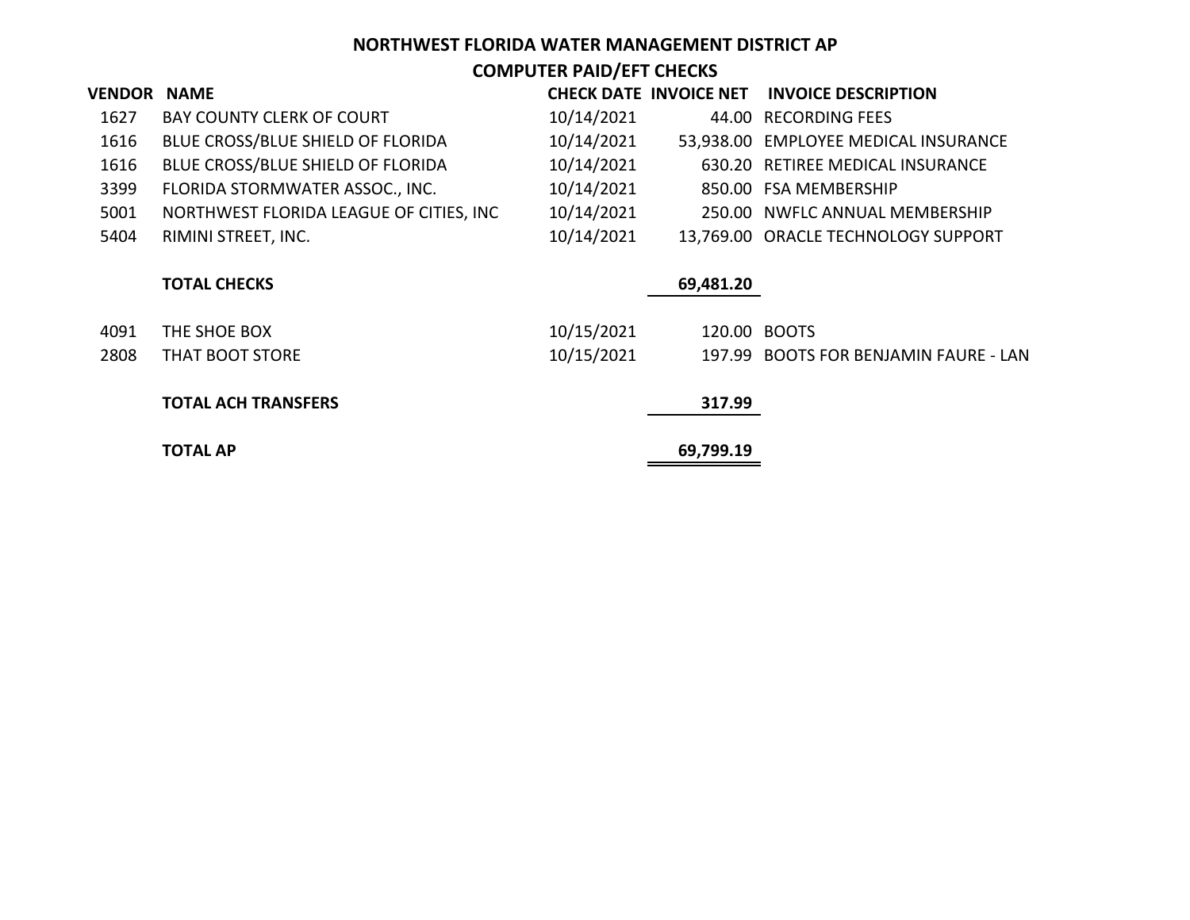# NORTHWEST FLORIDA WATER MANAGEMENT DISTRICT AP

## COMPUTER PAID/EFT CHECKS

| VENDOR | NAME | CHECK DATE | INVOICE NET | INVOICE DESCRIPTION |
|---|---|---|---|---|
| 1627 | BAY COUNTY CLERK OF COURT | 10/14/2021 | 44.00 | RECORDING FEES |
| 1616 | BLUE CROSS/BLUE SHIELD OF FLORIDA | 10/14/2021 | 53,938.00 | EMPLOYEE MEDICAL INSURANCE |
| 1616 | BLUE CROSS/BLUE SHIELD OF FLORIDA | 10/14/2021 | 630.20 | RETIREE MEDICAL INSURANCE |
| 3399 | FLORIDA STORMWATER ASSOC., INC. | 10/14/2021 | 850.00 | FSA MEMBERSHIP |
| 5001 | NORTHWEST FLORIDA LEAGUE OF CITIES, INC | 10/14/2021 | 250.00 | NWFLC ANNUAL MEMBERSHIP |
| 5404 | RIMINI STREET, INC. | 10/14/2021 | 13,769.00 | ORACLE TECHNOLOGY SUPPORT |
| | **TOTAL CHECKS** | | **69,481.20** | |
| 4091 | THE SHOE BOX | 10/15/2021 | 120.00 | BOOTS |
| 2808 | THAT BOOT STORE | 10/15/2021 | 197.99 | BOOTS FOR BENJAMIN FAURE - LAN |
| | **TOTAL ACH TRANSFERS** | | **317.99** | |
| | **TOTAL AP** | | **69,799.19** | |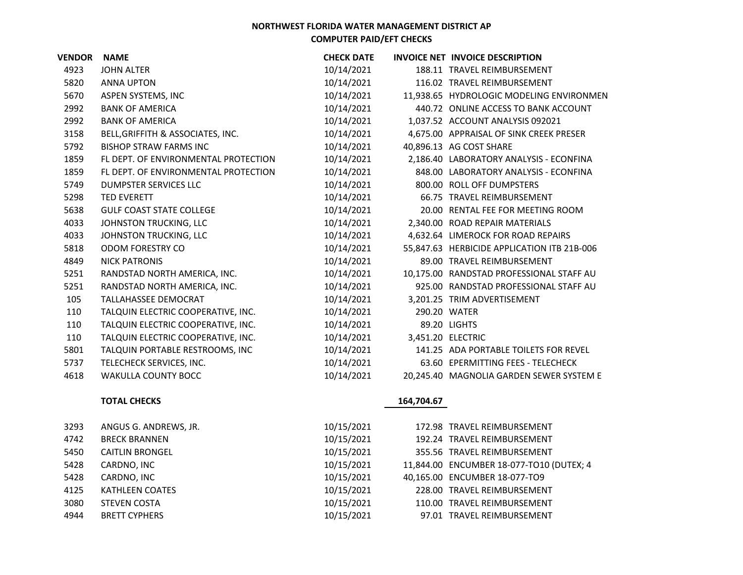**NORTHWEST FLORIDA WATER MANAGEMENT DISTRICT AP**
**COMPUTER PAID/EFT CHECKS**

| VENDOR | NAME | CHECK DATE | INVOICE NET | INVOICE DESCRIPTION |
|---|---|---|---|---|
| 4923 | JOHN ALTER | 10/14/2021 | 188.11 | TRAVEL REIMBURSEMENT |
| 5820 | ANNA UPTON | 10/14/2021 | 116.02 | TRAVEL REIMBURSEMENT |
| 5670 | ASPEN SYSTEMS, INC | 10/14/2021 | 11,938.65 | HYDROLOGIC MODELING ENVIRONMEN |
| 2992 | BANK OF AMERICA | 10/14/2021 | 440.72 | ONLINE ACCESS TO BANK ACCOUNT |
| 2992 | BANK OF AMERICA | 10/14/2021 | 1,037.52 | ACCOUNT ANALYSIS 092021 |
| 3158 | BELL,GRIFFITH & ASSOCIATES, INC. | 10/14/2021 | 4,675.00 | APPRAISAL OF SINK CREEK PRESER |
| 5792 | BISHOP STRAW FARMS INC | 10/14/2021 | 40,896.13 | AG COST SHARE |
| 1859 | FL DEPT. OF ENVIRONMENTAL PROTECTION | 10/14/2021 | 2,186.40 | LABORATORY ANALYSIS - ECONFINA |
| 1859 | FL DEPT. OF ENVIRONMENTAL PROTECTION | 10/14/2021 | 848.00 | LABORATORY ANALYSIS - ECONFINA |
| 5749 | DUMPSTER SERVICES LLC | 10/14/2021 | 800.00 | ROLL OFF DUMPSTERS |
| 5298 | TED EVERETT | 10/14/2021 | 66.75 | TRAVEL REIMBURSEMENT |
| 5638 | GULF COAST STATE COLLEGE | 10/14/2021 | 20.00 | RENTAL FEE FOR MEETING ROOM |
| 4033 | JOHNSTON TRUCKING, LLC | 10/14/2021 | 2,340.00 | ROAD REPAIR MATERIALS |
| 4033 | JOHNSTON TRUCKING, LLC | 10/14/2021 | 4,632.64 | LIMEROCK FOR ROAD REPAIRS |
| 5818 | ODOM FORESTRY CO | 10/14/2021 | 55,847.63 | HERBICIDE APPLICATION ITB 21B-006 |
| 4849 | NICK PATRONIS | 10/14/2021 | 89.00 | TRAVEL REIMBURSEMENT |
| 5251 | RANDSTAD NORTH AMERICA, INC. | 10/14/2021 | 10,175.00 | RANDSTAD PROFESSIONAL STAFF AU |
| 5251 | RANDSTAD NORTH AMERICA, INC. | 10/14/2021 | 925.00 | RANDSTAD PROFESSIONAL STAFF AU |
| 105 | TALLAHASSEE DEMOCRAT | 10/14/2021 | 3,201.25 | TRIM ADVERTISEMENT |
| 110 | TALQUIN ELECTRIC COOPERATIVE, INC. | 10/14/2021 | 290.20 | WATER |
| 110 | TALQUIN ELECTRIC COOPERATIVE, INC. | 10/14/2021 | 89.20 | LIGHTS |
| 110 | TALQUIN ELECTRIC COOPERATIVE, INC. | 10/14/2021 | 3,451.20 | ELECTRIC |
| 5801 | TALQUIN PORTABLE RESTROOMS, INC | 10/14/2021 | 141.25 | ADA PORTABLE TOILETS FOR REVEL |
| 5737 | TELECHECK SERVICES, INC. | 10/14/2021 | 63.60 | EPERMITTING FEES - TELECHECK |
| 4618 | WAKULLA COUNTY BOCC | 10/14/2021 | 20,245.40 | MAGNOLIA GARDEN SEWER SYSTEM E |
| | **TOTAL CHECKS** | | **164,704.67** | |
| 3293 | ANGUS G. ANDREWS, JR. | 10/15/2021 | 172.98 | TRAVEL REIMBURSEMENT |
| 4742 | BRECK BRANNEN | 10/15/2021 | 192.24 | TRAVEL REIMBURSEMENT |
| 5450 | CAITLIN BRONGEL | 10/15/2021 | 355.56 | TRAVEL REIMBURSEMENT |
| 5428 | CARDNO, INC | 10/15/2021 | 11,844.00 | ENCUMBER 18-077-TO10 (DUTEX; 4 |
| 5428 | CARDNO, INC | 10/15/2021 | 40,165.00 | ENCUMBER 18-077-TO9 |
| 4125 | KATHLEEN COATES | 10/15/2021 | 228.00 | TRAVEL REIMBURSEMENT |
| 3080 | STEVEN COSTA | 10/15/2021 | 110.00 | TRAVEL REIMBURSEMENT |
| 4944 | BRETT CYPHERS | 10/15/2021 | 97.01 | TRAVEL REIMBURSEMENT |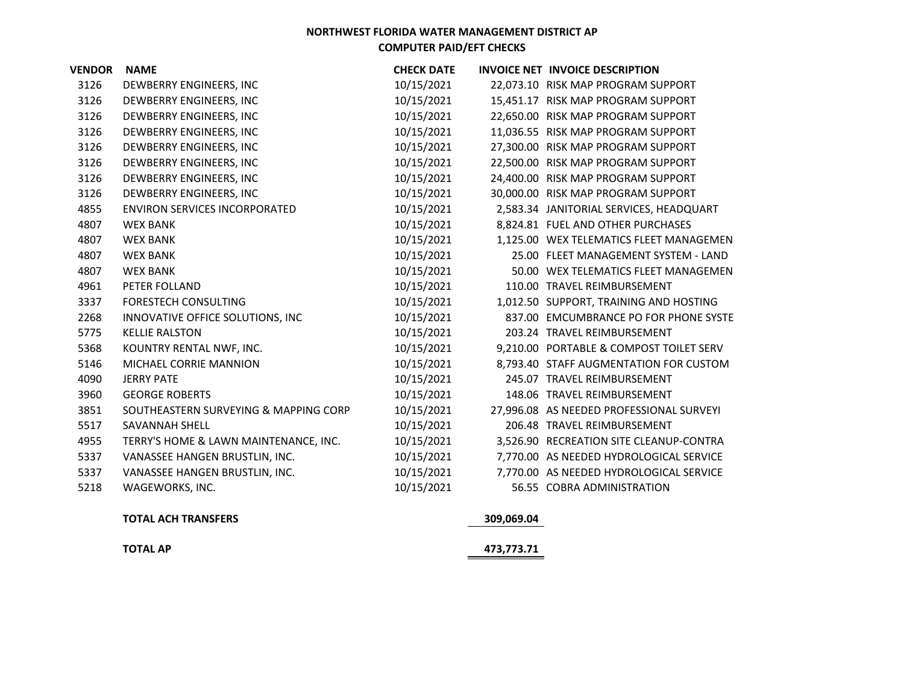**NORTHWEST FLORIDA WATER MANAGEMENT DISTRICT AP**

**COMPUTER PAID/EFT CHECKS**

| VENDOR | NAME | CHECK DATE | INVOICE NET | INVOICE DESCRIPTION |
|---|---|---|---|---|
| 3126 | DEWBERRY ENGINEERS, INC | 10/15/2021 | 22,073.10 | RISK MAP PROGRAM SUPPORT |
| 3126 | DEWBERRY ENGINEERS, INC | 10/15/2021 | 15,451.17 | RISK MAP PROGRAM SUPPORT |
| 3126 | DEWBERRY ENGINEERS, INC | 10/15/2021 | 22,650.00 | RISK MAP PROGRAM SUPPORT |
| 3126 | DEWBERRY ENGINEERS, INC | 10/15/2021 | 11,036.55 | RISK MAP PROGRAM SUPPORT |
| 3126 | DEWBERRY ENGINEERS, INC | 10/15/2021 | 27,300.00 | RISK MAP PROGRAM SUPPORT |
| 3126 | DEWBERRY ENGINEERS, INC | 10/15/2021 | 22,500.00 | RISK MAP PROGRAM SUPPORT |
| 3126 | DEWBERRY ENGINEERS, INC | 10/15/2021 | 24,400.00 | RISK MAP PROGRAM SUPPORT |
| 3126 | DEWBERRY ENGINEERS, INC | 10/15/2021 | 30,000.00 | RISK MAP PROGRAM SUPPORT |
| 4855 | ENVIRON SERVICES INCORPORATED | 10/15/2021 | 2,583.34 | JANITORIAL SERVICES, HEADQUART |
| 4807 | WEX BANK | 10/15/2021 | 8,824.81 | FUEL AND OTHER PURCHASES |
| 4807 | WEX BANK | 10/15/2021 | 1,125.00 | WEX TELEMATICS FLEET MANAGEMEN |
| 4807 | WEX BANK | 10/15/2021 | 25.00 | FLEET MANAGEMENT SYSTEM - LAND |
| 4807 | WEX BANK | 10/15/2021 | 50.00 | WEX TELEMATICS FLEET MANAGEMEN |
| 4961 | PETER FOLLAND | 10/15/2021 | 110.00 | TRAVEL REIMBURSEMENT |
| 3337 | FORESTECH CONSULTING | 10/15/2021 | 1,012.50 | SUPPORT, TRAINING AND HOSTING |
| 2268 | INNOVATIVE OFFICE SOLUTIONS, INC | 10/15/2021 | 837.00 | EMCUMBRANCE PO FOR PHONE SYSTE |
| 5775 | KELLIE RALSTON | 10/15/2021 | 203.24 | TRAVEL REIMBURSEMENT |
| 5368 | KOUNTRY RENTAL NWF, INC. | 10/15/2021 | 9,210.00 | PORTABLE & COMPOST TOILET SERV |
| 5146 | MICHAEL CORRIE MANNION | 10/15/2021 | 8,793.40 | STAFF AUGMENTATION FOR CUSTOM |
| 4090 | JERRY PATE | 10/15/2021 | 245.07 | TRAVEL REIMBURSEMENT |
| 3960 | GEORGE ROBERTS | 10/15/2021 | 148.06 | TRAVEL REIMBURSEMENT |
| 3851 | SOUTHEASTERN SURVEYING & MAPPING CORP | 10/15/2021 | 27,996.08 | AS NEEDED PROFESSIONAL SURVEYI |
| 5517 | SAVANNAH SHELL | 10/15/2021 | 206.48 | TRAVEL REIMBURSEMENT |
| 4955 | TERRY'S HOME & LAWN MAINTENANCE, INC. | 10/15/2021 | 3,526.90 | RECREATION SITE CLEANUP-CONTRA |
| 5337 | VANASSEE HANGEN BRUSTLIN, INC. | 10/15/2021 | 7,770.00 | AS NEEDED HYDROLOGICAL SERVICE |
| 5337 | VANASSEE HANGEN BRUSTLIN, INC. | 10/15/2021 | 7,770.00 | AS NEEDED HYDROLOGICAL SERVICE |
| 5218 | WAGEWORKS, INC. | 10/15/2021 | 56.55 | COBRA ADMINISTRATION |
| | **TOTAL ACH TRANSFERS** | | **309,069.04** | |
| | **TOTAL AP** | | **473,773.71** | |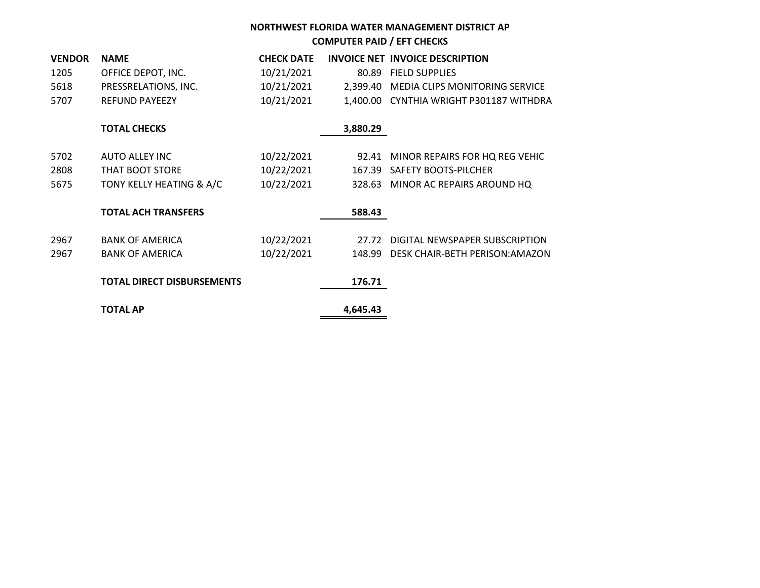# NORTHWEST FLORIDA WATER MANAGEMENT DISTRICT AP
## COMPUTER PAID / EFT CHECKS

| VENDOR | NAME | CHECK DATE | INVOICE NET | INVOICE DESCRIPTION |
|---|---|---|---|---|
| 1205 | OFFICE DEPOT, INC. | 10/21/2021 | 80.89 | FIELD SUPPLIES |
| 5618 | PRESSRELATIONS, INC. | 10/21/2021 | 2,399.40 | MEDIA CLIPS MONITORING SERVICE |
| 5707 | REFUND PAYEEZY | 10/21/2021 | 1,400.00 | CYNTHIA WRIGHT P301187 WITHDRA |
| | **TOTAL CHECKS** | | **3,880.29** | |
| 5702 | AUTO ALLEY INC | 10/22/2021 | 92.41 | MINOR REPAIRS FOR HQ REG VEHIC |
| 2808 | THAT BOOT STORE | 10/22/2021 | 167.39 | SAFETY BOOTS-PILCHER |
| 5675 | TONY KELLY HEATING & A/C | 10/22/2021 | 328.63 | MINOR AC REPAIRS AROUND HQ |
| | **TOTAL ACH TRANSFERS** | | **588.43** | |
| 2967 | BANK OF AMERICA | 10/22/2021 | 27.72 | DIGITAL NEWSPAPER SUBSCRIPTION |
| 2967 | BANK OF AMERICA | 10/22/2021 | 148.99 | DESK CHAIR-BETH PERISON:AMAZON |
| | **TOTAL DIRECT DISBURSEMENTS** | | **176.71** | |
| | **TOTAL AP** | | **4,645.43** | |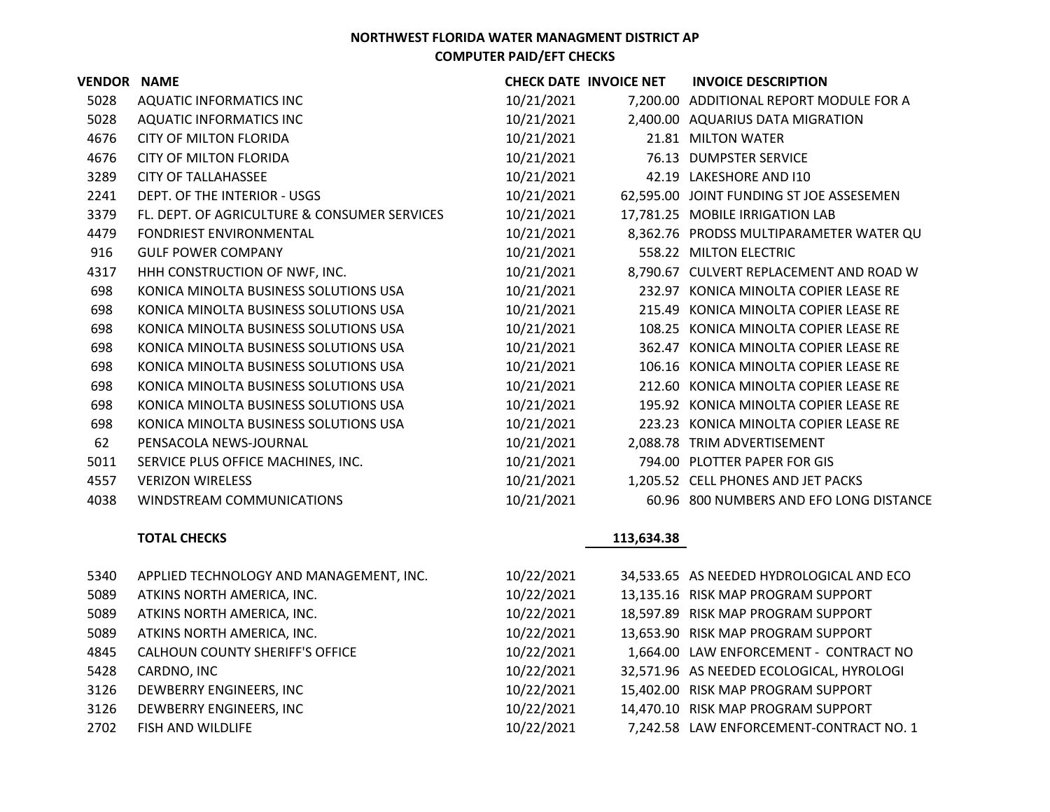**NORTHWEST FLORIDA WATER MANAGMENT DISTRICT AP**

**COMPUTER PAID/EFT CHECKS**

| VENDOR | NAME | CHECK DATE | INVOICE NET | INVOICE DESCRIPTION |
|---|---|---|---|---|
| 5028 | AQUATIC INFORMATICS INC | 10/21/2021 | 7,200.00 | ADDITIONAL REPORT MODULE FOR A |
| 5028 | AQUATIC INFORMATICS INC | 10/21/2021 | 2,400.00 | AQUARIUS DATA MIGRATION |
| 4676 | CITY OF MILTON FLORIDA | 10/21/2021 | 21.81 | MILTON WATER |
| 4676 | CITY OF MILTON FLORIDA | 10/21/2021 | 76.13 | DUMPSTER SERVICE |
| 3289 | CITY OF TALLAHASSEE | 10/21/2021 | 42.19 | LAKESHORE AND I10 |
| 2241 | DEPT. OF THE INTERIOR - USGS | 10/21/2021 | 62,595.00 | JOINT FUNDING ST JOE ASSESEMEN |
| 3379 | FL. DEPT. OF AGRICULTURE & CONSUMER SERVICES | 10/21/2021 | 17,781.25 | MOBILE IRRIGATION LAB |
| 4479 | FONDRIEST ENVIRONMENTAL | 10/21/2021 | 8,362.76 | PRODSS MULTIPARAMETER WATER QU |
| 916 | GULF POWER COMPANY | 10/21/2021 | 558.22 | MILTON ELECTRIC |
| 4317 | HHH CONSTRUCTION OF NWF, INC. | 10/21/2021 | 8,790.67 | CULVERT REPLACEMENT AND ROAD W |
| 698 | KONICA MINOLTA BUSINESS SOLUTIONS USA | 10/21/2021 | 232.97 | KONICA MINOLTA COPIER LEASE RE |
| 698 | KONICA MINOLTA BUSINESS SOLUTIONS USA | 10/21/2021 | 215.49 | KONICA MINOLTA COPIER LEASE RE |
| 698 | KONICA MINOLTA BUSINESS SOLUTIONS USA | 10/21/2021 | 108.25 | KONICA MINOLTA COPIER LEASE RE |
| 698 | KONICA MINOLTA BUSINESS SOLUTIONS USA | 10/21/2021 | 362.47 | KONICA MINOLTA COPIER LEASE RE |
| 698 | KONICA MINOLTA BUSINESS SOLUTIONS USA | 10/21/2021 | 106.16 | KONICA MINOLTA COPIER LEASE RE |
| 698 | KONICA MINOLTA BUSINESS SOLUTIONS USA | 10/21/2021 | 212.60 | KONICA MINOLTA COPIER LEASE RE |
| 698 | KONICA MINOLTA BUSINESS SOLUTIONS USA | 10/21/2021 | 195.92 | KONICA MINOLTA COPIER LEASE RE |
| 698 | KONICA MINOLTA BUSINESS SOLUTIONS USA | 10/21/2021 | 223.23 | KONICA MINOLTA COPIER LEASE RE |
| 62 | PENSACOLA NEWS-JOURNAL | 10/21/2021 | 2,088.78 | TRIM ADVERTISEMENT |
| 5011 | SERVICE PLUS OFFICE MACHINES, INC. | 10/21/2021 | 794.00 | PLOTTER PAPER FOR GIS |
| 4557 | VERIZON WIRELESS | 10/21/2021 | 1,205.52 | CELL PHONES AND JET PACKS |
| 4038 | WINDSTREAM COMMUNICATIONS | 10/21/2021 | 60.96 | 800 NUMBERS AND EFO LONG DISTANCE |
| | **TOTAL CHECKS** | | **113,634.38** | |
| 5340 | APPLIED TECHNOLOGY AND MANAGEMENT, INC. | 10/22/2021 | 34,533.65 | AS NEEDED HYDROLOGICAL AND ECO |
| 5089 | ATKINS NORTH AMERICA, INC. | 10/22/2021 | 13,135.16 | RISK MAP PROGRAM SUPPORT |
| 5089 | ATKINS NORTH AMERICA, INC. | 10/22/2021 | 18,597.89 | RISK MAP PROGRAM SUPPORT |
| 5089 | ATKINS NORTH AMERICA, INC. | 10/22/2021 | 13,653.90 | RISK MAP PROGRAM SUPPORT |
| 4845 | CALHOUN COUNTY SHERIFF'S OFFICE | 10/22/2021 | 1,664.00 | LAW ENFORCEMENT - CONTRACT NO |
| 5428 | CARDNO, INC | 10/22/2021 | 32,571.96 | AS NEEDED ECOLOGICAL, HYROLOGI |
| 3126 | DEWBERRY ENGINEERS, INC | 10/22/2021 | 15,402.00 | RISK MAP PROGRAM SUPPORT |
| 3126 | DEWBERRY ENGINEERS, INC | 10/22/2021 | 14,470.10 | RISK MAP PROGRAM SUPPORT |
| 2702 | FISH AND WILDLIFE | 10/22/2021 | 7,242.58 | LAW ENFORCEMENT-CONTRACT NO. 1 |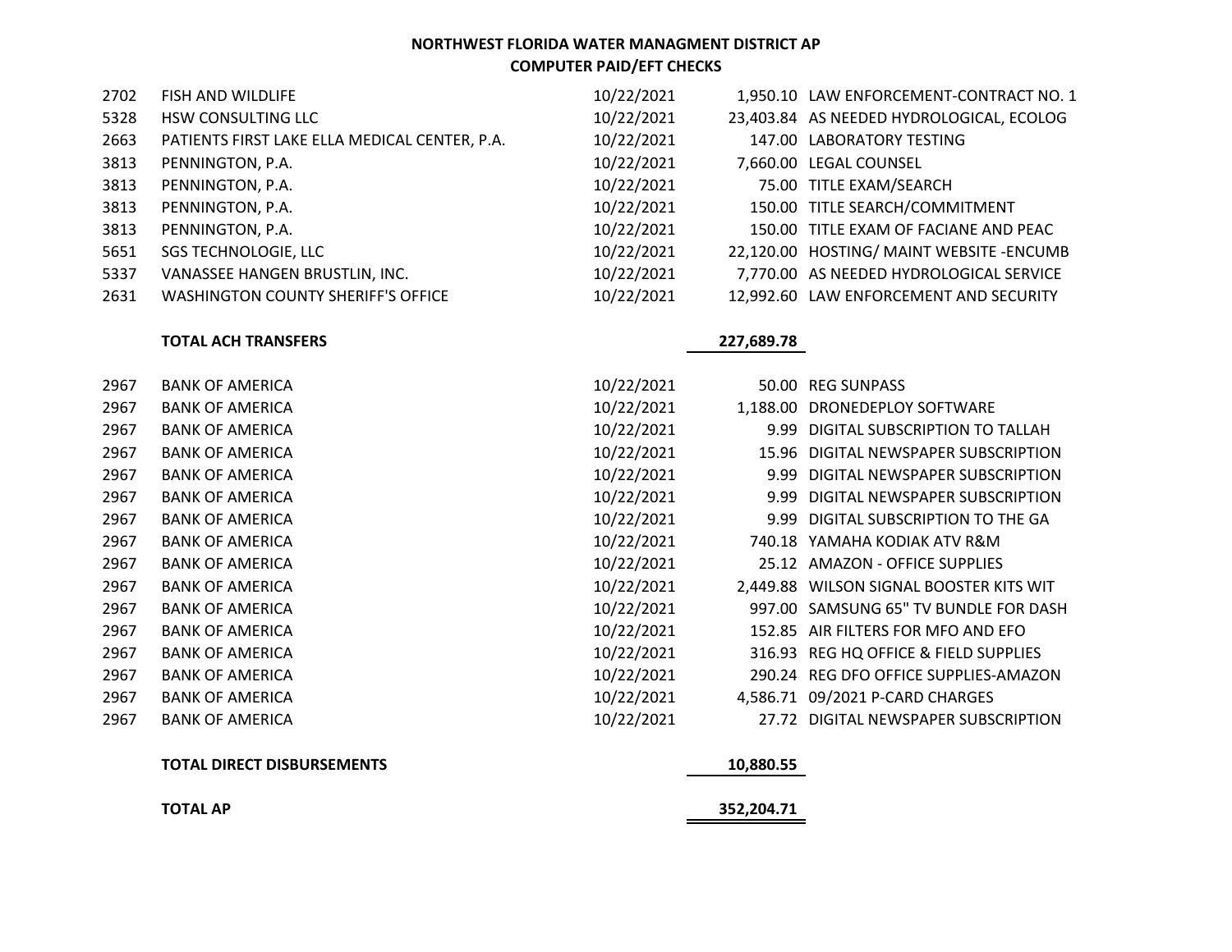**NORTHWEST FLORIDA WATER MANAGMENT DISTRICT AP**
**COMPUTER PAID/EFT CHECKS**

| | | | | |
|---|---|---|---|---|
| 2702 | FISH AND WILDLIFE | 10/22/2021 | 1,950.10 | LAW ENFORCEMENT-CONTRACT NO. 1 |
| 5328 | HSW CONSULTING LLC | 10/22/2021 | 23,403.84 | AS NEEDED HYDROLOGICAL, ECOLOG |
| 2663 | PATIENTS FIRST LAKE ELLA MEDICAL CENTER, P.A. | 10/22/2021 | 147.00 | LABORATORY TESTING |
| 3813 | PENNINGTON, P.A. | 10/22/2021 | 7,660.00 | LEGAL COUNSEL |
| 3813 | PENNINGTON, P.A. | 10/22/2021 | 75.00 | TITLE EXAM/SEARCH |
| 3813 | PENNINGTON, P.A. | 10/22/2021 | 150.00 | TITLE SEARCH/COMMITMENT |
| 3813 | PENNINGTON, P.A. | 10/22/2021 | 150.00 | TITLE EXAM OF FACIANE AND PEAC |
| 5651 | SGS TECHNOLOGIE, LLC | 10/22/2021 | 22,120.00 | HOSTING/ MAINT WEBSITE -ENCUMB |
| 5337 | VANASSEE HANGEN BRUSTLIN, INC. | 10/22/2021 | 7,770.00 | AS NEEDED HYDROLOGICAL SERVICE |
| 2631 | WASHINGTON COUNTY SHERIFF'S OFFICE | 10/22/2021 | 12,992.60 | LAW ENFORCEMENT AND SECURITY |
| | **TOTAL ACH TRANSFERS** | | **227,689.78** | |
| 2967 | BANK OF AMERICA | 10/22/2021 | 50.00 | REG SUNPASS |
| 2967 | BANK OF AMERICA | 10/22/2021 | 1,188.00 | DRONEDEPLOY SOFTWARE |
| 2967 | BANK OF AMERICA | 10/22/2021 | 9.99 | DIGITAL SUBSCRIPTION TO TALLAH |
| 2967 | BANK OF AMERICA | 10/22/2021 | 15.96 | DIGITAL NEWSPAPER SUBSCRIPTION |
| 2967 | BANK OF AMERICA | 10/22/2021 | 9.99 | DIGITAL NEWSPAPER SUBSCRIPTION |
| 2967 | BANK OF AMERICA | 10/22/2021 | 9.99 | DIGITAL NEWSPAPER SUBSCRIPTION |
| 2967 | BANK OF AMERICA | 10/22/2021 | 9.99 | DIGITAL SUBSCRIPTION TO THE GA |
| 2967 | BANK OF AMERICA | 10/22/2021 | 740.18 | YAMAHA KODIAK ATV R&M |
| 2967 | BANK OF AMERICA | 10/22/2021 | 25.12 | AMAZON - OFFICE SUPPLIES |
| 2967 | BANK OF AMERICA | 10/22/2021 | 2,449.88 | WILSON SIGNAL BOOSTER KITS WIT |
| 2967 | BANK OF AMERICA | 10/22/2021 | 997.00 | SAMSUNG 65" TV BUNDLE FOR DASH |
| 2967 | BANK OF AMERICA | 10/22/2021 | 152.85 | AIR FILTERS FOR MFO AND EFO |
| 2967 | BANK OF AMERICA | 10/22/2021 | 316.93 | REG HQ OFFICE & FIELD SUPPLIES |
| 2967 | BANK OF AMERICA | 10/22/2021 | 290.24 | REG DFO OFFICE SUPPLIES-AMAZON |
| 2967 | BANK OF AMERICA | 10/22/2021 | 4,586.71 | 09/2021 P-CARD CHARGES |
| 2967 | BANK OF AMERICA | 10/22/2021 | 27.72 | DIGITAL NEWSPAPER SUBSCRIPTION |
| | **TOTAL DIRECT DISBURSEMENTS** | | **10,880.55** | |
| | **TOTAL AP** | | **352,204.71** | |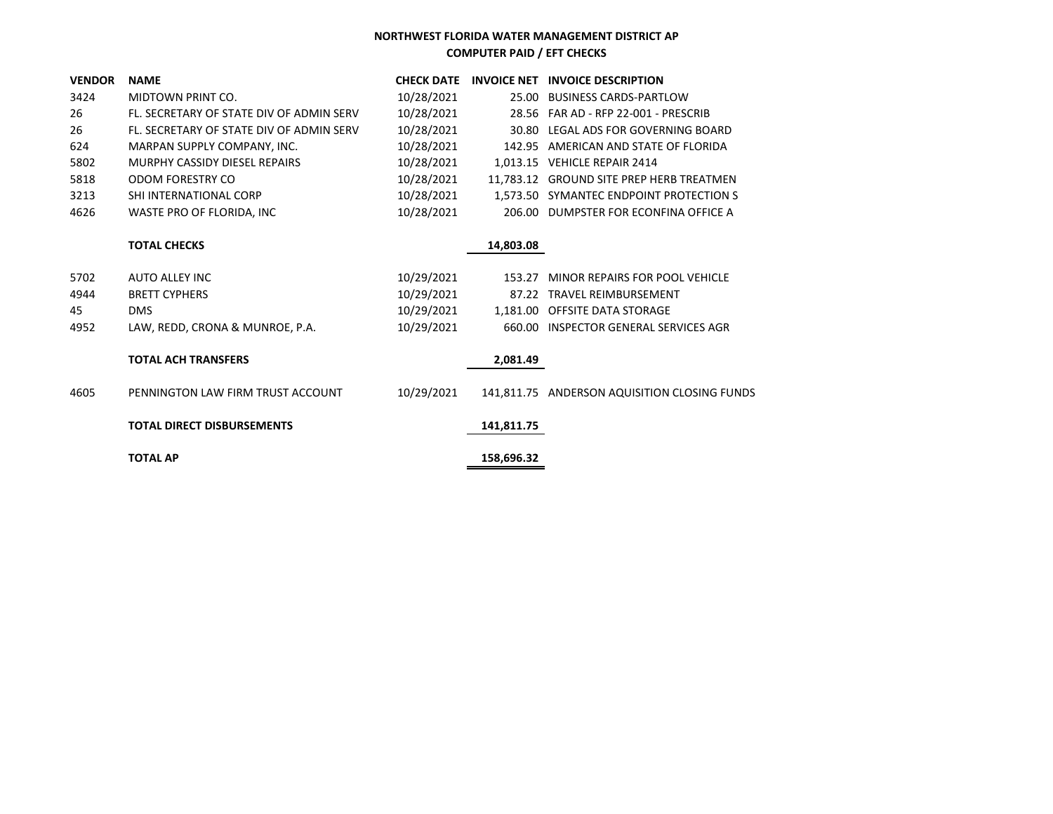**NORTHWEST FLORIDA WATER MANAGEMENT DISTRICT AP**

**COMPUTER PAID / EFT CHECKS**

| VENDOR | NAME | CHECK DATE | INVOICE NET | INVOICE DESCRIPTION |
|---|---|---|---|---|
| 3424 | MIDTOWN PRINT CO. | 10/28/2021 | 25.00 | BUSINESS CARDS-PARTLOW |
| 26 | FL. SECRETARY OF STATE DIV OF ADMIN SERV | 10/28/2021 | 28.56 | FAR AD - RFP 22-001 - PRESCRIB |
| 26 | FL. SECRETARY OF STATE DIV OF ADMIN SERV | 10/28/2021 | 30.80 | LEGAL ADS FOR GOVERNING BOARD |
| 624 | MARPAN SUPPLY COMPANY, INC. | 10/28/2021 | 142.95 | AMERICAN AND STATE OF FLORIDA |
| 5802 | MURPHY CASSIDY DIESEL REPAIRS | 10/28/2021 | 1,013.15 | VEHICLE REPAIR 2414 |
| 5818 | ODOM FORESTRY CO | 10/28/2021 | 11,783.12 | GROUND SITE PREP HERB TREATMEN |
| 3213 | SHI INTERNATIONAL CORP | 10/28/2021 | 1,573.50 | SYMANTEC ENDPOINT PROTECTION S |
| 4626 | WASTE PRO OF FLORIDA, INC | 10/28/2021 | 206.00 | DUMPSTER FOR ECONFINA OFFICE A |
| | **TOTAL CHECKS** | | **14,803.08** | |
| 5702 | AUTO ALLEY INC | 10/29/2021 | 153.27 | MINOR REPAIRS FOR POOL VEHICLE |
| 4944 | BRETT CYPHERS | 10/29/2021 | 87.22 | TRAVEL REIMBURSEMENT |
| 45 | DMS | 10/29/2021 | 1,181.00 | OFFSITE DATA STORAGE |
| 4952 | LAW, REDD, CRONA & MUNROE, P.A. | 10/29/2021 | 660.00 | INSPECTOR GENERAL SERVICES AGR |
| | **TOTAL ACH TRANSFERS** | | **2,081.49** | |
| 4605 | PENNINGTON LAW FIRM TRUST ACCOUNT | 10/29/2021 | 141,811.75 | ANDERSON AQUISITION CLOSING FUNDS |
| | **TOTAL DIRECT DISBURSEMENTS** | | **141,811.75** | |
| | **TOTAL AP** | | **158,696.32** | |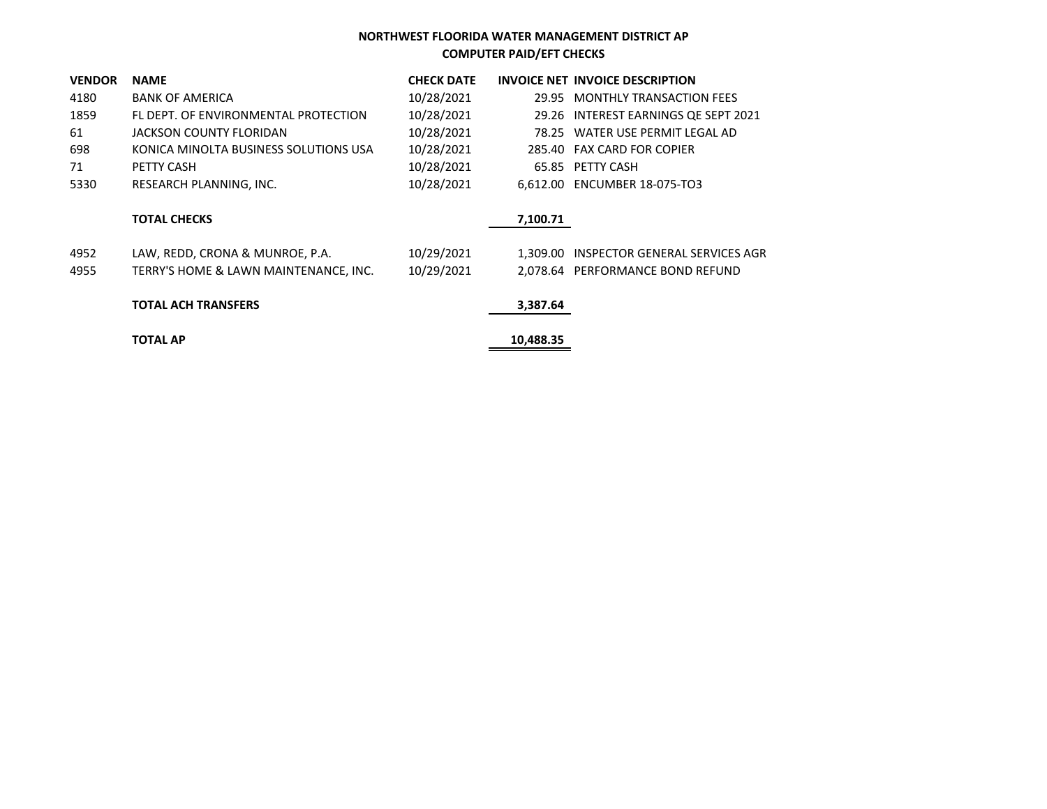**NORTHWEST FLOORIDA WATER MANAGEMENT DISTRICT AP**
**COMPUTER PAID/EFT CHECKS**

| VENDOR | NAME | CHECK DATE | INVOICE NET | INVOICE DESCRIPTION |
|---|---|---|---|---|
| 4180 | BANK OF AMERICA | 10/28/2021 | 29.95 | MONTHLY TRANSACTION FEES |
| 1859 | FL DEPT. OF ENVIRONMENTAL PROTECTION | 10/28/2021 | 29.26 | INTEREST EARNINGS QE SEPT 2021 |
| 61 | JACKSON COUNTY FLORIDAN | 10/28/2021 | 78.25 | WATER USE PERMIT LEGAL AD |
| 698 | KONICA MINOLTA BUSINESS SOLUTIONS USA | 10/28/2021 | 285.40 | FAX CARD FOR COPIER |
| 71 | PETTY CASH | 10/28/2021 | 65.85 | PETTY CASH |
| 5330 | RESEARCH PLANNING, INC. | 10/28/2021 | 6,612.00 | ENCUMBER 18-075-TO3 |
| | **TOTAL CHECKS** | | **7,100.71** | |
| 4952 | LAW, REDD, CRONA & MUNROE, P.A. | 10/29/2021 | 1,309.00 | INSPECTOR GENERAL SERVICES AGR |
| 4955 | TERRY'S HOME & LAWN MAINTENANCE, INC. | 10/29/2021 | 2,078.64 | PERFORMANCE BOND REFUND |
| | **TOTAL ACH TRANSFERS** | | **3,387.64** | |
| | **TOTAL AP** | | **10,488.35** | |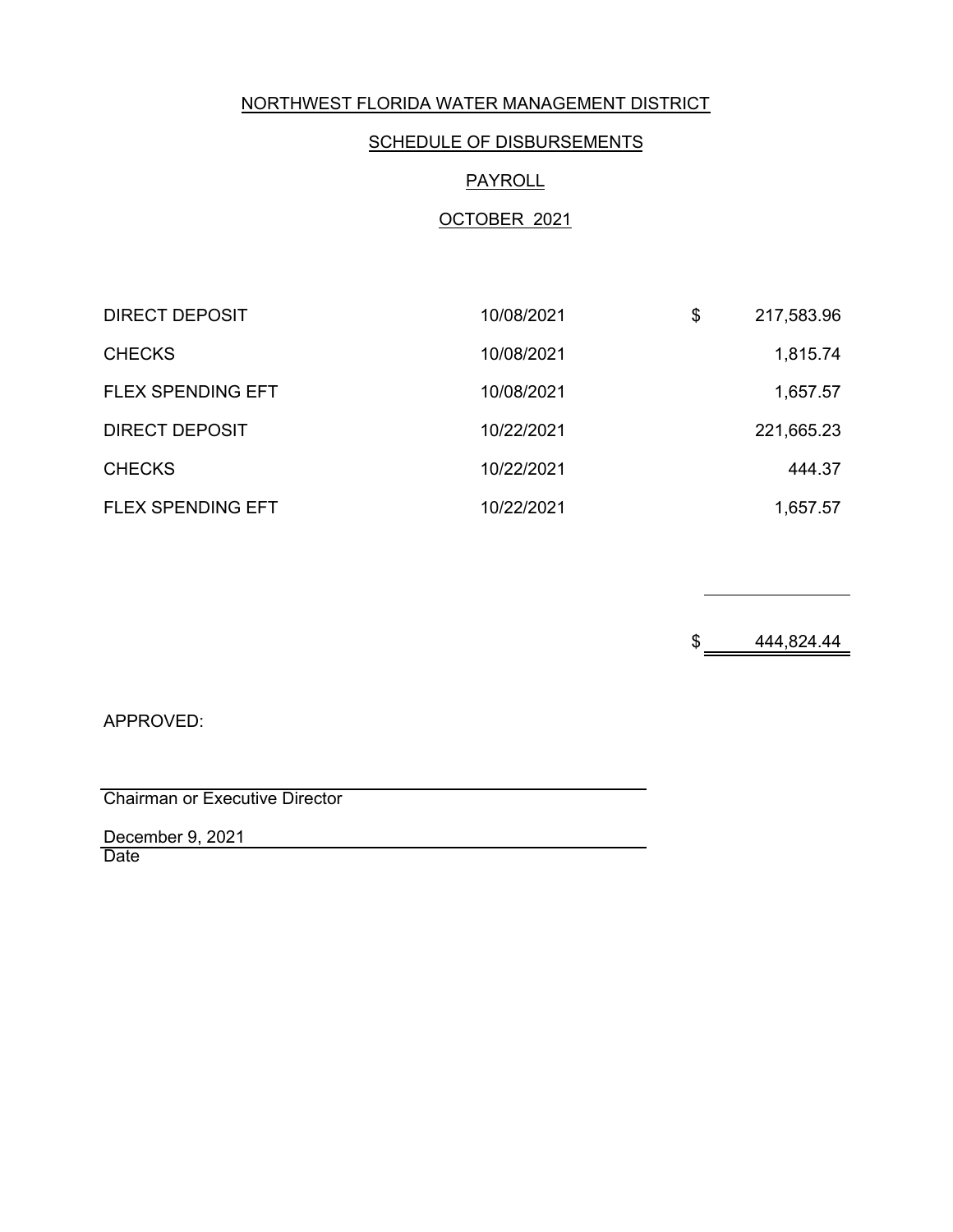NORTHWEST FLORIDA WATER MANAGEMENT DISTRICT

SCHEDULE OF DISBURSEMENTS

PAYROLL

OCTOBER 2021

| | | |
|---|---|---|
| DIRECT DEPOSIT | 10/08/2021 | $ 217,583.96 |
| CHECKS | 10/08/2021 | 1,815.74 |
| FLEX SPENDING EFT | 10/08/2021 | 1,657.57 |
| DIRECT DEPOSIT | 10/22/2021 | 221,665.23 |
| CHECKS | 10/22/2021 | 444.37 |
| FLEX SPENDING EFT | 10/22/2021 | 1,657.57 |
| | | $ 444,824.44 |

APPROVED:

Chairman or Executive Director

December 9, 2021

Date